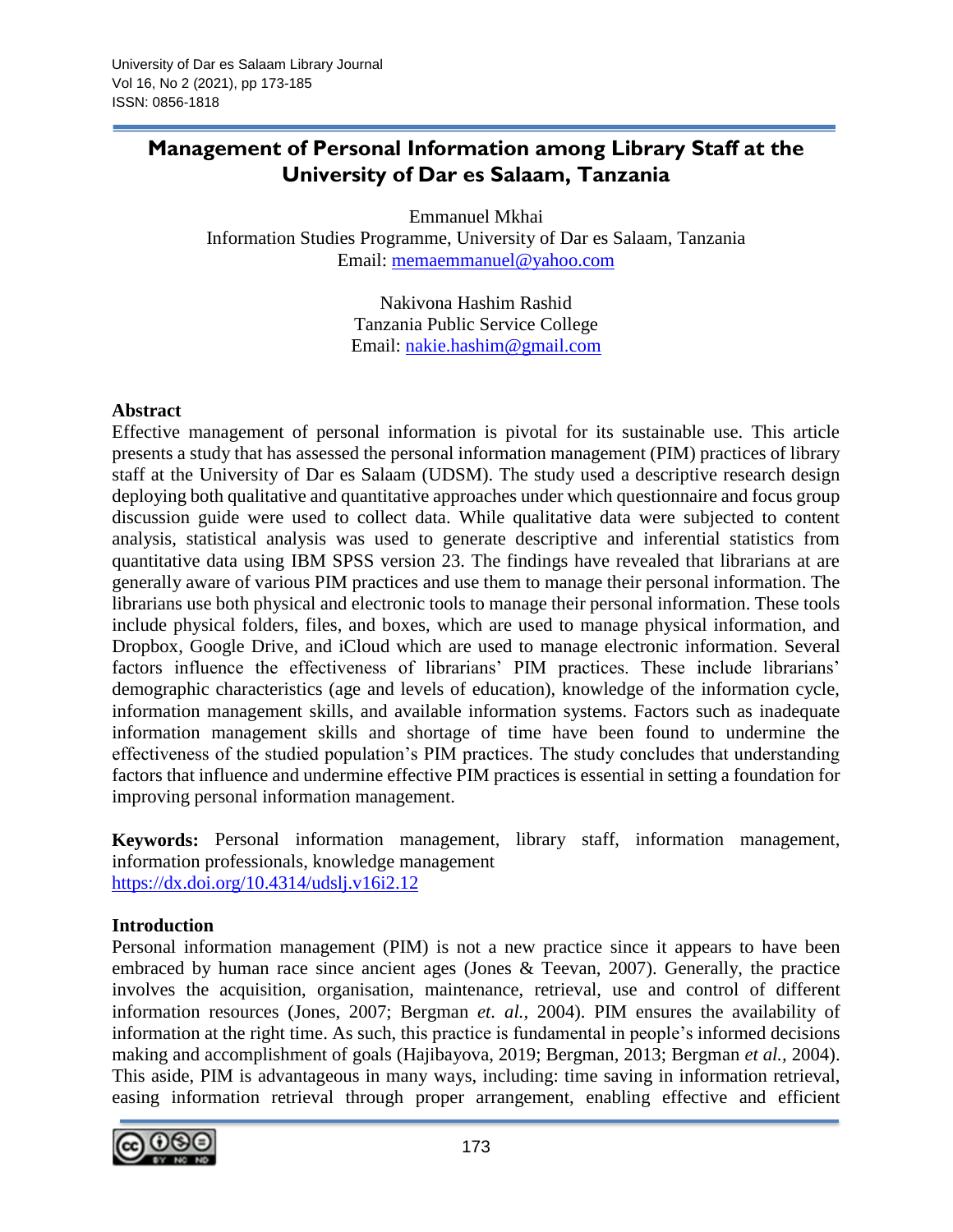# Management of Personal Information among Library Staff at the University of Dar es Salaam, Tanzania

Emmanuel Mkhai
Information Studies Programme, University of Dar es Salaam, Tanzania
Email: memaemmanuel@yahoo.com

Nakivona Hashim Rashid
Tanzania Public Service College
Email: nakie.hashim@gmail.com

## Abstract

Effective management of personal information is pivotal for its sustainable use. This article presents a study that has assessed the personal information management (PIM) practices of library staff at the University of Dar es Salaam (UDSM). The study used a descriptive research design deploying both qualitative and quantitative approaches under which questionnaire and focus group discussion guide were used to collect data. While qualitative data were subjected to content analysis, statistical analysis was used to generate descriptive and inferential statistics from quantitative data using IBM SPSS version 23. The findings have revealed that librarians at are generally aware of various PIM practices and use them to manage their personal information. The librarians use both physical and electronic tools to manage their personal information. These tools include physical folders, files, and boxes, which are used to manage physical information, and Dropbox, Google Drive, and iCloud which are used to manage electronic information. Several factors influence the effectiveness of librarians' PIM practices. These include librarians' demographic characteristics (age and levels of education), knowledge of the information cycle, information management skills, and available information systems. Factors such as inadequate information management skills and shortage of time have been found to undermine the effectiveness of the studied population's PIM practices. The study concludes that understanding factors that influence and undermine effective PIM practices is essential in setting a foundation for improving personal information management.

**Keywords:** Personal information management, library staff, information management, information professionals, knowledge management
https://dx.doi.org/10.4314/udslj.v16i2.12

## Introduction

Personal information management (PIM) is not a new practice since it appears to have been embraced by human race since ancient ages (Jones & Teevan, 2007). Generally, the practice involves the acquisition, organisation, maintenance, retrieval, use and control of different information resources (Jones, 2007; Bergman *et. al.*, 2004). PIM ensures the availability of information at the right time. As such, this practice is fundamental in people's informed decisions making and accomplishment of goals (Hajibayova, 2019; Bergman, 2013; Bergman *et al.*, 2004). This aside, PIM is advantageous in many ways, including: time saving in information retrieval, easing information retrieval through proper arrangement, enabling effective and efficient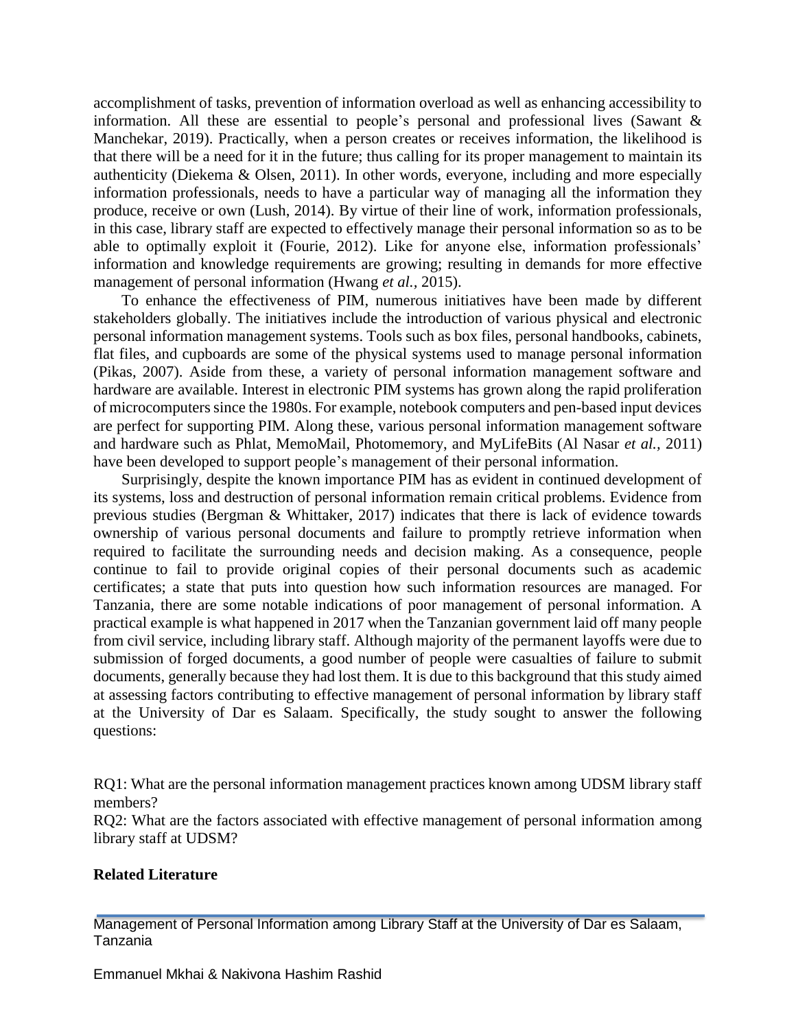accomplishment of tasks, prevention of information overload as well as enhancing accessibility to information. All these are essential to people's personal and professional lives (Sawant & Manchekar, 2019). Practically, when a person creates or receives information, the likelihood is that there will be a need for it in the future; thus calling for its proper management to maintain its authenticity (Diekema & Olsen, 2011). In other words, everyone, including and more especially information professionals, needs to have a particular way of managing all the information they produce, receive or own (Lush, 2014). By virtue of their line of work, information professionals, in this case, library staff are expected to effectively manage their personal information so as to be able to optimally exploit it (Fourie, 2012). Like for anyone else, information professionals' information and knowledge requirements are growing; resulting in demands for more effective management of personal information (Hwang *et al.,* 2015).

To enhance the effectiveness of PIM, numerous initiatives have been made by different stakeholders globally. The initiatives include the introduction of various physical and electronic personal information management systems. Tools such as box files, personal handbooks, cabinets, flat files, and cupboards are some of the physical systems used to manage personal information (Pikas, 2007). Aside from these, a variety of personal information management software and hardware are available. Interest in electronic PIM systems has grown along the rapid proliferation of microcomputers since the 1980s. For example, notebook computers and pen-based input devices are perfect for supporting PIM. Along these, various personal information management software and hardware such as Phlat, MemoMail, Photomemory, and MyLifeBits (Al Nasar *et al.,* 2011) have been developed to support people's management of their personal information.

Surprisingly, despite the known importance PIM has as evident in continued development of its systems, loss and destruction of personal information remain critical problems. Evidence from previous studies (Bergman & Whittaker, 2017) indicates that there is lack of evidence towards ownership of various personal documents and failure to promptly retrieve information when required to facilitate the surrounding needs and decision making. As a consequence, people continue to fail to provide original copies of their personal documents such as academic certificates; a state that puts into question how such information resources are managed. For Tanzania, there are some notable indications of poor management of personal information. A practical example is what happened in 2017 when the Tanzanian government laid off many people from civil service, including library staff. Although majority of the permanent layoffs were due to submission of forged documents, a good number of people were casualties of failure to submit documents, generally because they had lost them. It is due to this background that this study aimed at assessing factors contributing to effective management of personal information by library staff at the University of Dar es Salaam. Specifically, the study sought to answer the following questions:

RQ1: What are the personal information management practices known among UDSM library staff members?

RQ2: What are the factors associated with effective management of personal information among library staff at UDSM?

## Related Literature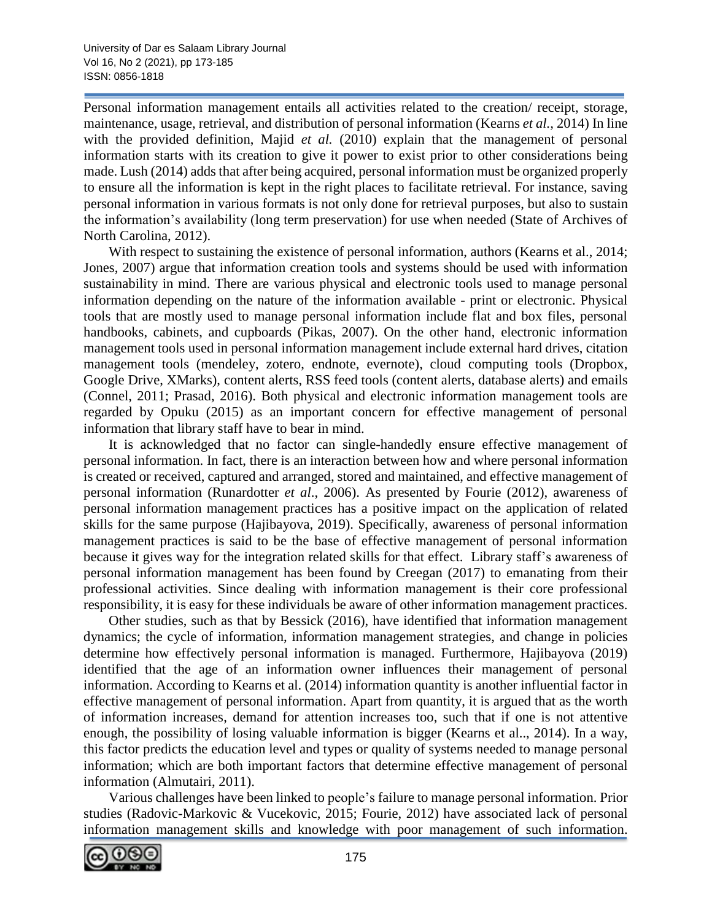Personal information management entails all activities related to the creation/ receipt, storage, maintenance, usage, retrieval, and distribution of personal information (Kearns *et al.*, 2014) In line with the provided definition, Majid *et al.* (2010) explain that the management of personal information starts with its creation to give it power to exist prior to other considerations being made. Lush (2014) adds that after being acquired, personal information must be organized properly to ensure all the information is kept in the right places to facilitate retrieval. For instance, saving personal information in various formats is not only done for retrieval purposes, but also to sustain the information's availability (long term preservation) for use when needed (State of Archives of North Carolina, 2012).

With respect to sustaining the existence of personal information, authors (Kearns et al., 2014; Jones, 2007) argue that information creation tools and systems should be used with information sustainability in mind. There are various physical and electronic tools used to manage personal information depending on the nature of the information available - print or electronic. Physical tools that are mostly used to manage personal information include flat and box files, personal handbooks, cabinets, and cupboards (Pikas, 2007). On the other hand, electronic information management tools used in personal information management include external hard drives, citation management tools (mendeley, zotero, endnote, evernote), cloud computing tools (Dropbox, Google Drive, XMarks), content alerts, RSS feed tools (content alerts, database alerts) and emails (Connel, 2011; Prasad, 2016). Both physical and electronic information management tools are regarded by Opuku (2015) as an important concern for effective management of personal information that library staff have to bear in mind.

It is acknowledged that no factor can single-handedly ensure effective management of personal information. In fact, there is an interaction between how and where personal information is created or received, captured and arranged, stored and maintained, and effective management of personal information (Runardotter *et al*., 2006). As presented by Fourie (2012), awareness of personal information management practices has a positive impact on the application of related skills for the same purpose (Hajibayova, 2019). Specifically, awareness of personal information management practices is said to be the base of effective management of personal information because it gives way for the integration related skills for that effect. Library staff's awareness of personal information management has been found by Creegan (2017) to emanating from their professional activities. Since dealing with information management is their core professional responsibility, it is easy for these individuals be aware of other information management practices.

Other studies, such as that by Bessick (2016), have identified that information management dynamics; the cycle of information, information management strategies, and change in policies determine how effectively personal information is managed. Furthermore, Hajibayova (2019) identified that the age of an information owner influences their management of personal information. According to Kearns et al. (2014) information quantity is another influential factor in effective management of personal information. Apart from quantity, it is argued that as the worth of information increases, demand for attention increases too, such that if one is not attentive enough, the possibility of losing valuable information is bigger (Kearns et al.., 2014). In a way, this factor predicts the education level and types or quality of systems needed to manage personal information; which are both important factors that determine effective management of personal information (Almutairi, 2011).

Various challenges have been linked to people's failure to manage personal information. Prior studies (Radovic-Markovic & Vucekovic, 2015; Fourie, 2012) have associated lack of personal information management skills and knowledge with poor management of such information.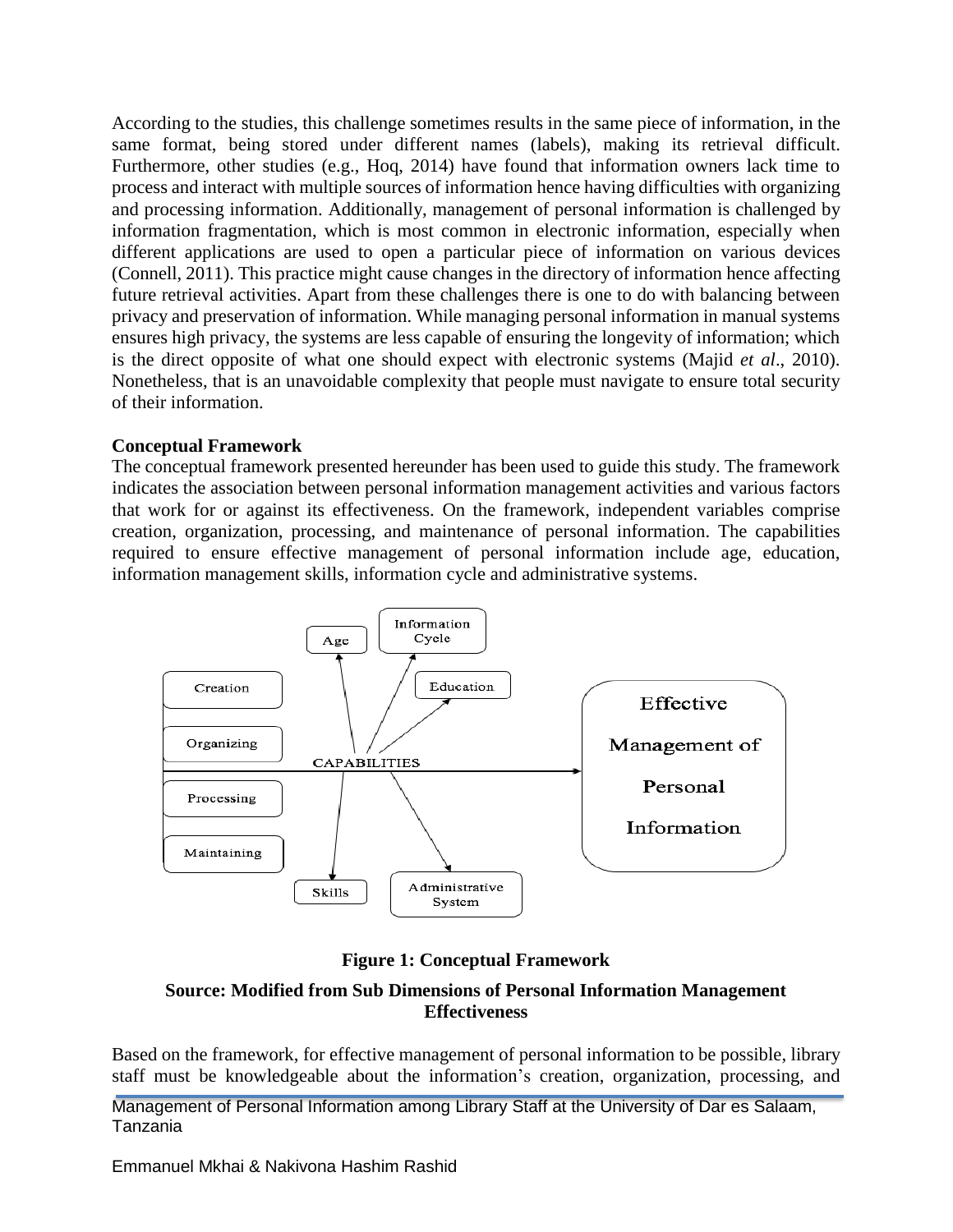According to the studies, this challenge sometimes results in the same piece of information, in the same format, being stored under different names (labels), making its retrieval difficult. Furthermore, other studies (e.g., Hoq, 2014) have found that information owners lack time to process and interact with multiple sources of information hence having difficulties with organizing and processing information. Additionally, management of personal information is challenged by information fragmentation, which is most common in electronic information, especially when different applications are used to open a particular piece of information on various devices (Connell, 2011). This practice might cause changes in the directory of information hence affecting future retrieval activities. Apart from these challenges there is one to do with balancing between privacy and preservation of information. While managing personal information in manual systems ensures high privacy, the systems are less capable of ensuring the longevity of information; which is the direct opposite of what one should expect with electronic systems (Majid *et al*., 2010). Nonetheless, that is an unavoidable complexity that people must navigate to ensure total security of their information.

**Conceptual Framework**

The conceptual framework presented hereunder has been used to guide this study. The framework indicates the association between personal information management activities and various factors that work for or against its effectiveness. On the framework, independent variables comprise creation, organization, processing, and maintenance of personal information. The capabilities required to ensure effective management of personal information include age, education, information management skills, information cycle and administrative systems.

Creation, Organizing, Processing, Maintaining — CAPABILITIES (Age, Information Cycle, Education, Skills, Administrative System) → Effective Management of Personal Information

**Figure 1: Conceptual Framework**

**Source: Modified from Sub Dimensions of Personal Information Management Effectiveness**

Based on the framework, for effective management of personal information to be possible, library staff must be knowledgeable about the information's creation, organization, processing, and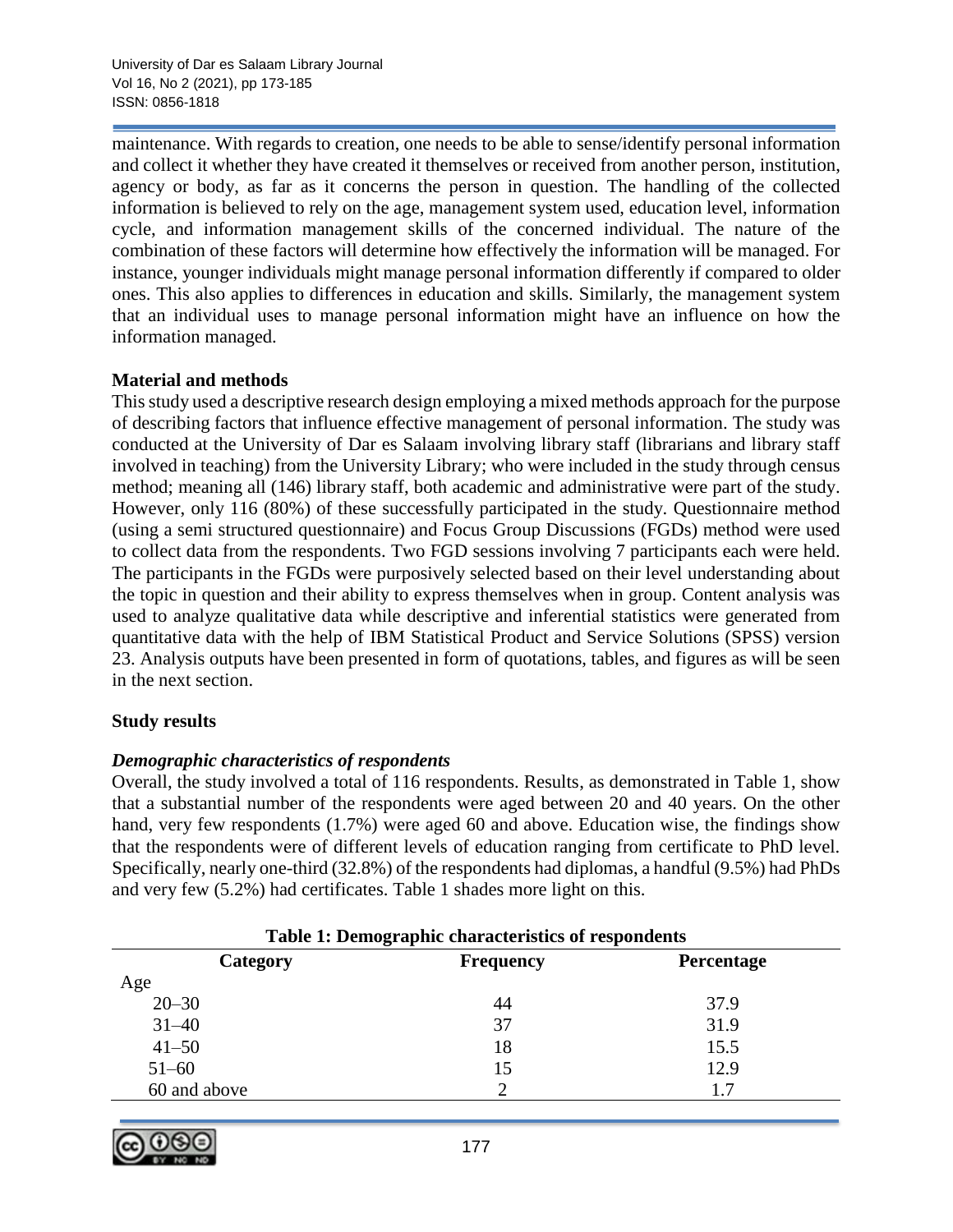maintenance. With regards to creation, one needs to be able to sense/identify personal information and collect it whether they have created it themselves or received from another person, institution, agency or body, as far as it concerns the person in question. The handling of the collected information is believed to rely on the age, management system used, education level, information cycle, and information management skills of the concerned individual. The nature of the combination of these factors will determine how effectively the information will be managed. For instance, younger individuals might manage personal information differently if compared to older ones. This also applies to differences in education and skills. Similarly, the management system that an individual uses to manage personal information might have an influence on how the information managed.

## Material and methods

This study used a descriptive research design employing a mixed methods approach for the purpose of describing factors that influence effective management of personal information. The study was conducted at the University of Dar es Salaam involving library staff (librarians and library staff involved in teaching) from the University Library; who were included in the study through census method; meaning all (146) library staff, both academic and administrative were part of the study. However, only 116 (80%) of these successfully participated in the study. Questionnaire method (using a semi structured questionnaire) and Focus Group Discussions (FGDs) method were used to collect data from the respondents. Two FGD sessions involving 7 participants each were held. The participants in the FGDs were purposively selected based on their level understanding about the topic in question and their ability to express themselves when in group. Content analysis was used to analyze qualitative data while descriptive and inferential statistics were generated from quantitative data with the help of IBM Statistical Product and Service Solutions (SPSS) version 23. Analysis outputs have been presented in form of quotations, tables, and figures as will be seen in the next section.

## Study results

### *Demographic characteristics of respondents*

Overall, the study involved a total of 116 respondents. Results, as demonstrated in Table 1, show that a substantial number of the respondents were aged between 20 and 40 years. On the other hand, very few respondents (1.7%) were aged 60 and above. Education wise, the findings show that the respondents were of different levels of education ranging from certificate to PhD level. Specifically, nearly one-third (32.8%) of the respondents had diplomas, a handful (9.5%) had PhDs and very few (5.2%) had certificates. Table 1 shades more light on this.

**Table 1: Demographic characteristics of respondents**

| Category | Frequency | Percentage |
|---|---|---|
| Age | | |
| 20–30 | 44 | 37.9 |
| 31–40 | 37 | 31.9 |
| 41–50 | 18 | 15.5 |
| 51–60 | 15 | 12.9 |
| 60 and above | 2 | 1.7 |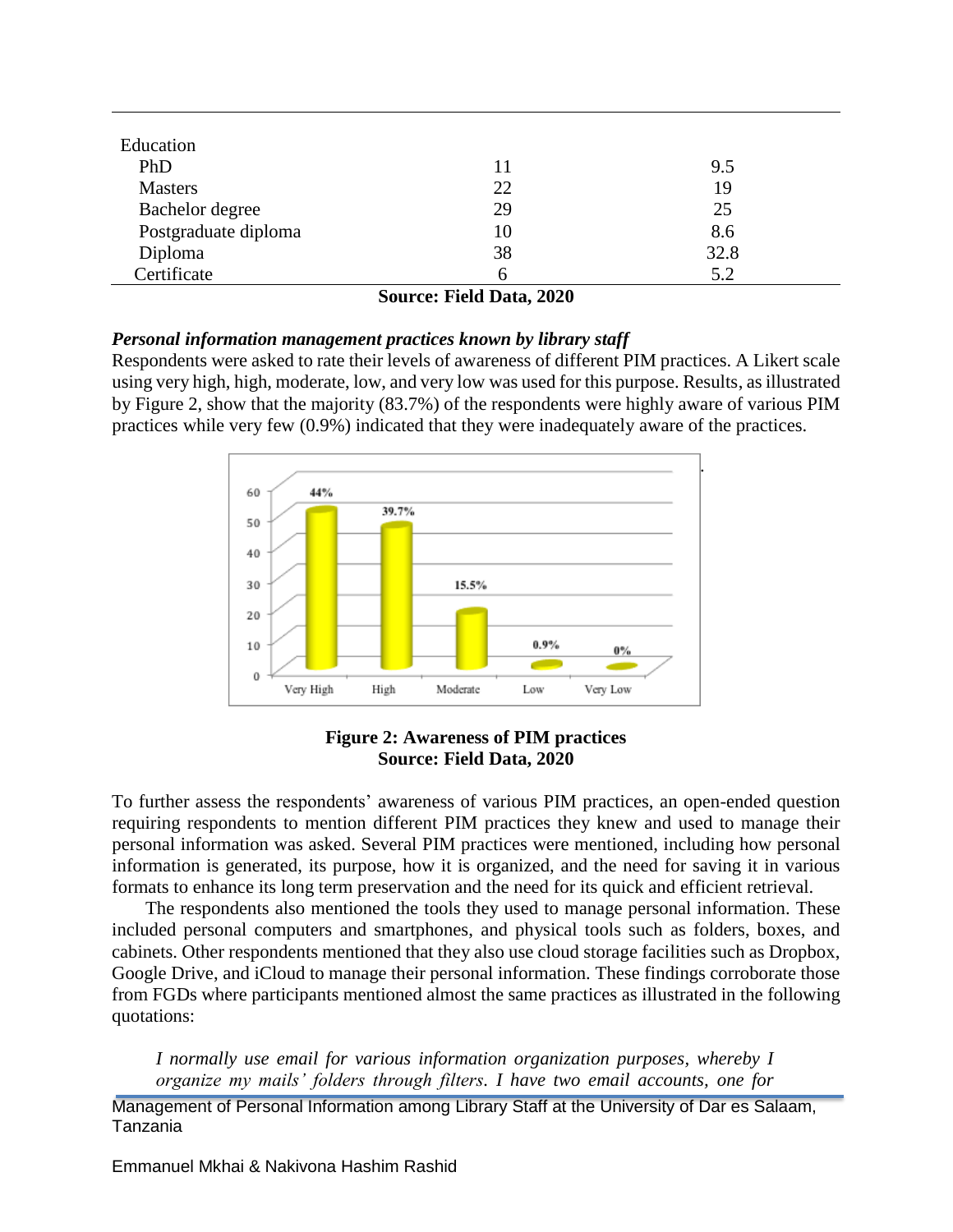| | | |
|---|---|---|
| Education | | |
| PhD | 11 | 9.5 |
| Masters | 22 | 19 |
| Bachelor degree | 29 | 25 |
| Postgraduate diploma | 10 | 8.6 |
| Diploma | 38 | 32.8 |
| Certificate | 6 | 5.2 |

**Source: Field Data, 2020**

***Personal information management practices known by library staff***

Respondents were asked to rate their levels of awareness of different PIM practices. A Likert scale using very high, high, moderate, low, and very low was used for this purpose. Results, as illustrated by Figure 2, show that the majority (83.7%) of the respondents were highly aware of various PIM practices while very few (0.9%) indicated that they were inadequately aware of the practices.

**Figure 2: Awareness of PIM practices**
**Source: Field Data, 2020**

To further assess the respondents' awareness of various PIM practices, an open-ended question requiring respondents to mention different PIM practices they knew and used to manage their personal information was asked. Several PIM practices were mentioned, including how personal information is generated, its purpose, how it is organized, and the need for saving it in various formats to enhance its long term preservation and the need for its quick and efficient retrieval.

The respondents also mentioned the tools they used to manage personal information. These included personal computers and smartphones, and physical tools such as folders, boxes, and cabinets. Other respondents mentioned that they also use cloud storage facilities such as Dropbox, Google Drive, and iCloud to manage their personal information. These findings corroborate those from FGDs where participants mentioned almost the same practices as illustrated in the following quotations:

> *I normally use email for various information organization purposes, whereby I organize my mails' folders through filters. I have two email accounts, one for*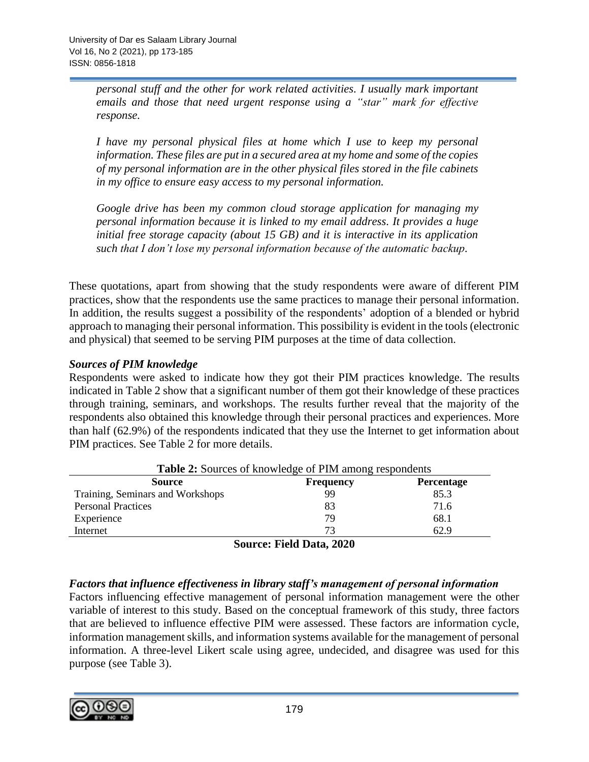*personal stuff and the other for work related activities. I usually mark important emails and those that need urgent response using a "star" mark for effective response.*

*I have my personal physical files at home which I use to keep my personal information. These files are put in a secured area at my home and some of the copies of my personal information are in the other physical files stored in the file cabinets in my office to ensure easy access to my personal information.*

*Google drive has been my common cloud storage application for managing my personal information because it is linked to my email address. It provides a huge initial free storage capacity (about 15 GB) and it is interactive in its application such that I don't lose my personal information because of the automatic backup.*

These quotations, apart from showing that the study respondents were aware of different PIM practices, show that the respondents use the same practices to manage their personal information. In addition, the results suggest a possibility of the respondents' adoption of a blended or hybrid approach to managing their personal information. This possibility is evident in the tools (electronic and physical) that seemed to be serving PIM purposes at the time of data collection.

### *Sources of PIM knowledge*

Respondents were asked to indicate how they got their PIM practices knowledge. The results indicated in Table 2 show that a significant number of them got their knowledge of these practices through training, seminars, and workshops. The results further reveal that the majority of the respondents also obtained this knowledge through their personal practices and experiences. More than half (62.9%) of the respondents indicated that they use the Internet to get information about PIM practices. See Table 2 for more details.

**Table 2:** Sources of knowledge of PIM among respondents

| Source | Frequency | Percentage |
|---|---|---|
| Training, Seminars and Workshops | 99 | 85.3 |
| Personal Practices | 83 | 71.6 |
| Experience | 79 | 68.1 |
| Internet | 73 | 62.9 |

**Source: Field Data, 2020**

### *Factors that influence effectiveness in library staff's management of personal information*

Factors influencing effective management of personal information management were the other variable of interest to this study. Based on the conceptual framework of this study, three factors that are believed to influence effective PIM were assessed. These factors are information cycle, information management skills, and information systems available for the management of personal information. A three-level Likert scale using agree, undecided, and disagree was used for this purpose (see Table 3).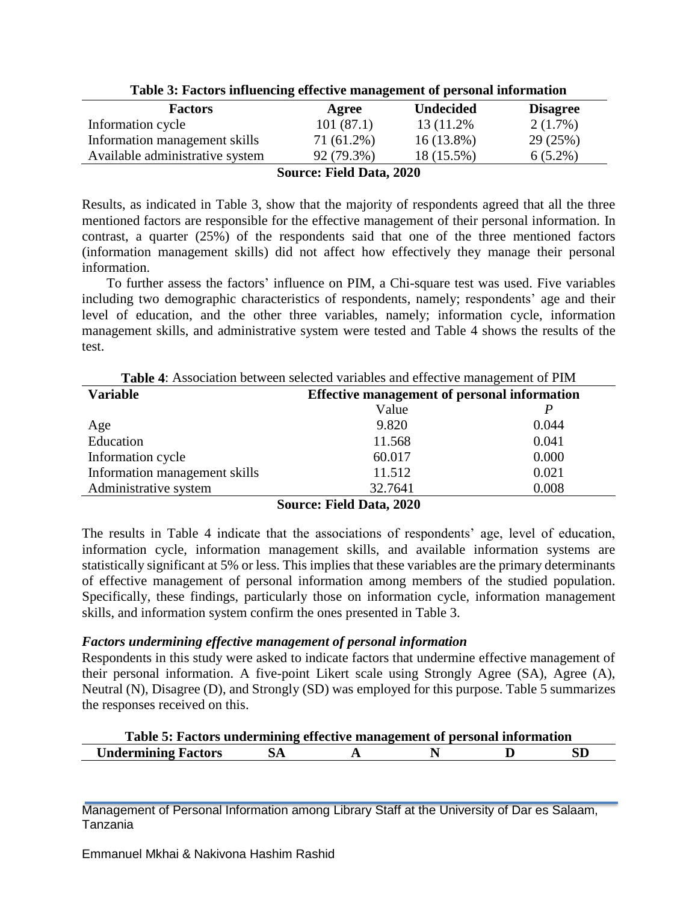**Table 3: Factors influencing effective management of personal information**

| Factors | Agree | Undecided | Disagree |
|---|---|---|---|
| Information cycle | 101 (87.1) | 13 (11.2% | 2 (1.7%) |
| Information management skills | 71 (61.2%) | 16 (13.8%) | 29 (25%) |
| Available administrative system | 92 (79.3%) | 18 (15.5%) | 6 (5.2%) |

**Source: Field Data, 2020**

Results, as indicated in Table 3, show that the majority of respondents agreed that all the three mentioned factors are responsible for the effective management of their personal information. In contrast, a quarter (25%) of the respondents said that one of the three mentioned factors (information management skills) did not affect how effectively they manage their personal information.

To further assess the factors' influence on PIM, a Chi-square test was used. Five variables including two demographic characteristics of respondents, namely; respondents' age and their level of education, and the other three variables, namely; information cycle, information management skills, and administrative system were tested and Table 4 shows the results of the test.

**Table 4**: Association between selected variables and effective management of PIM

| Variable | Effective management of personal information | |
|---|---|---|
| | Value | *P* |
| Age | 9.820 | 0.044 |
| Education | 11.568 | 0.041 |
| Information cycle | 60.017 | 0.000 |
| Information management skills | 11.512 | 0.021 |
| Administrative system | 32.7641 | 0.008 |

**Source: Field Data, 2020**

The results in Table 4 indicate that the associations of respondents' age, level of education, information cycle, information management skills, and available information systems are statistically significant at 5% or less. This implies that these variables are the primary determinants of effective management of personal information among members of the studied population. Specifically, these findings, particularly those on information cycle, information management skills, and information system confirm the ones presented in Table 3.

### *Factors undermining effective management of personal information*

Respondents in this study were asked to indicate factors that undermine effective management of their personal information. A five-point Likert scale using Strongly Agree (SA), Agree (A), Neutral (N), Disagree (D), and Strongly (SD) was employed for this purpose. Table 5 summarizes the responses received on this.

**Table 5: Factors undermining effective management of personal information**

| Undermining Factors | SA | A | N | D | SD |
|---|---|---|---|---|---|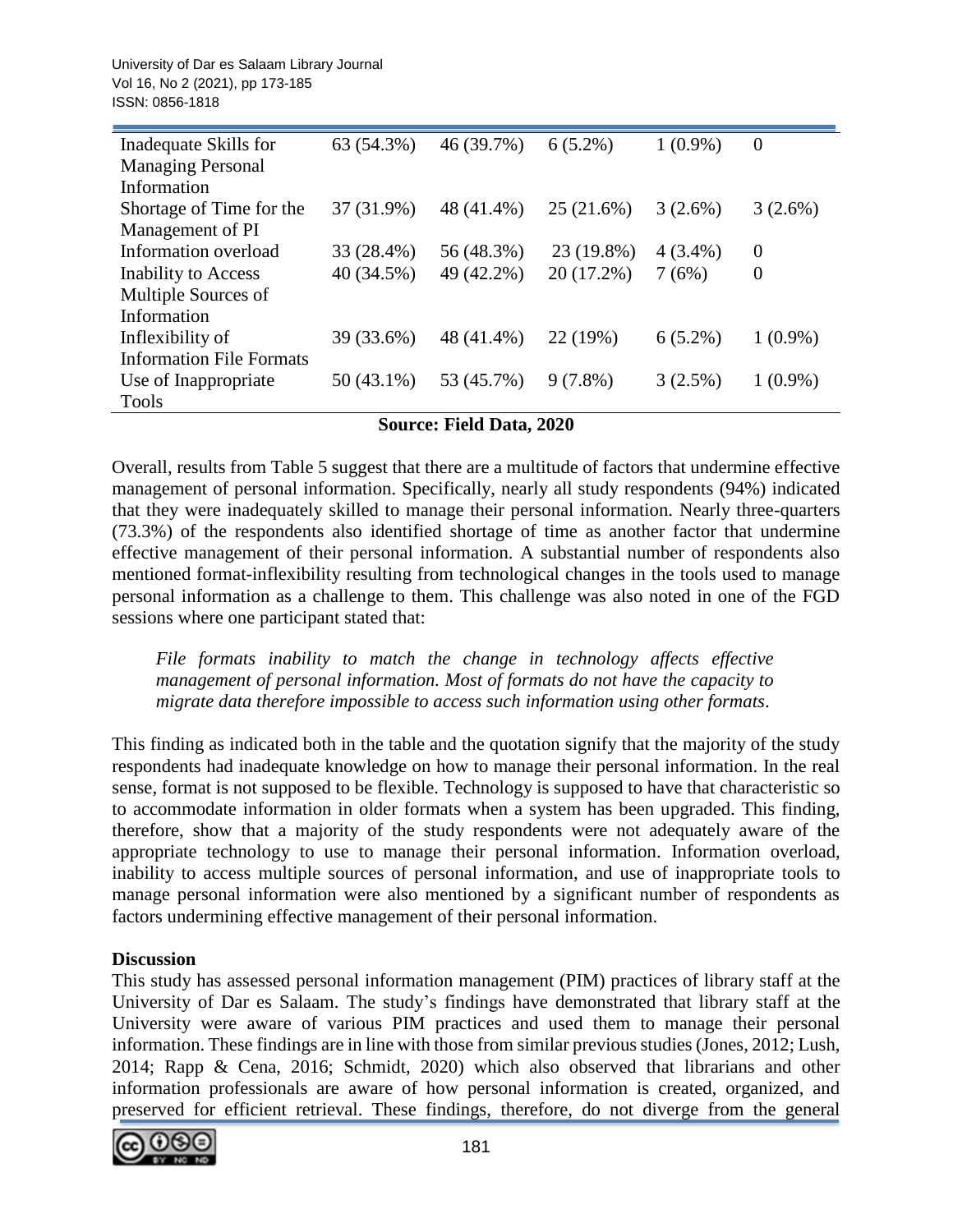| | | | | | |
|---|---|---|---|---|---|
| Inadequate Skills for Managing Personal Information | 63 (54.3%) | 46 (39.7%) | 6 (5.2%) | 1 (0.9%) | 0 |
| Shortage of Time for the Management of PI | 37 (31.9%) | 48 (41.4%) | 25 (21.6%) | 3 (2.6%) | 3 (2.6%) |
| Information overload | 33 (28.4%) | 56 (48.3%) | 23 (19.8%) | 4 (3.4%) | 0 |
| Inability to Access Multiple Sources of Information | 40 (34.5%) | 49 (42.2%) | 20 (17.2%) | 7 (6%) | 0 |
| Inflexibility of Information File Formats | 39 (33.6%) | 48 (41.4%) | 22 (19%) | 6 (5.2%) | 1 (0.9%) |
| Use of Inappropriate Tools | 50 (43.1%) | 53 (45.7%) | 9 (7.8%) | 3 (2.5%) | 1 (0.9%) |

**Source: Field Data, 2020**

Overall, results from Table 5 suggest that there are a multitude of factors that undermine effective management of personal information. Specifically, nearly all study respondents (94%) indicated that they were inadequately skilled to manage their personal information. Nearly three-quarters (73.3%) of the respondents also identified shortage of time as another factor that undermine effective management of their personal information. A substantial number of respondents also mentioned format-inflexibility resulting from technological changes in the tools used to manage personal information as a challenge to them. This challenge was also noted in one of the FGD sessions where one participant stated that:

> *File formats inability to match the change in technology affects effective management of personal information. Most of formats do not have the capacity to migrate data therefore impossible to access such information using other formats.*

This finding as indicated both in the table and the quotation signify that the majority of the study respondents had inadequate knowledge on how to manage their personal information. In the real sense, format is not supposed to be flexible. Technology is supposed to have that characteristic so to accommodate information in older formats when a system has been upgraded. This finding, therefore, show that a majority of the study respondents were not adequately aware of the appropriate technology to use to manage their personal information. Information overload, inability to access multiple sources of personal information, and use of inappropriate tools to manage personal information were also mentioned by a significant number of respondents as factors undermining effective management of their personal information.

## Discussion

This study has assessed personal information management (PIM) practices of library staff at the University of Dar es Salaam. The study's findings have demonstrated that library staff at the University were aware of various PIM practices and used them to manage their personal information. These findings are in line with those from similar previous studies (Jones, 2012; Lush, 2014; Rapp & Cena, 2016; Schmidt, 2020) which also observed that librarians and other information professionals are aware of how personal information is created, organized, and preserved for efficient retrieval. These findings, therefore, do not diverge from the general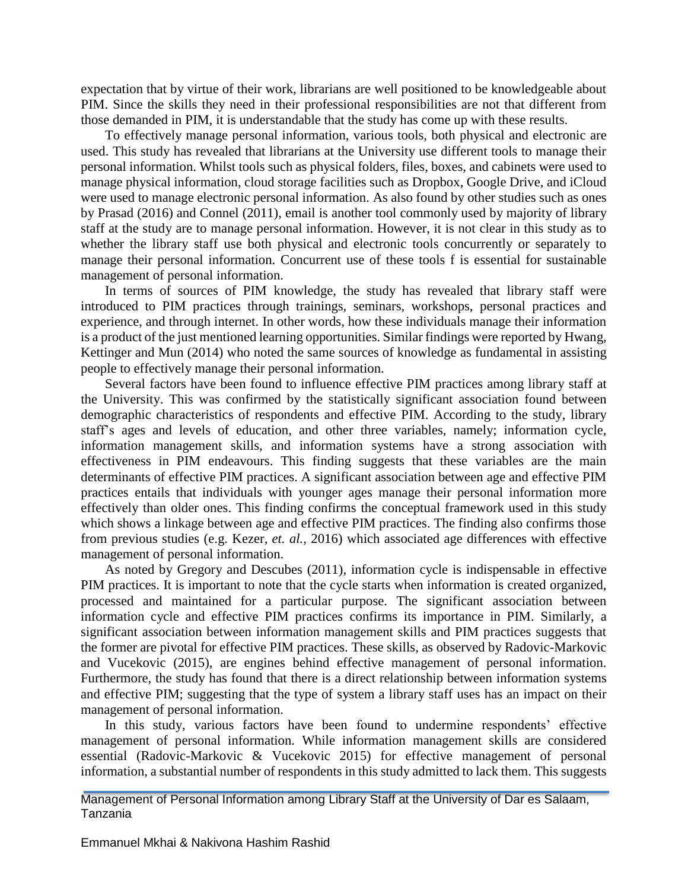expectation that by virtue of their work, librarians are well positioned to be knowledgeable about PIM. Since the skills they need in their professional responsibilities are not that different from those demanded in PIM, it is understandable that the study has come up with these results.

To effectively manage personal information, various tools, both physical and electronic are used. This study has revealed that librarians at the University use different tools to manage their personal information. Whilst tools such as physical folders, files, boxes, and cabinets were used to manage physical information, cloud storage facilities such as Dropbox, Google Drive, and iCloud were used to manage electronic personal information. As also found by other studies such as ones by Prasad (2016) and Connel (2011), email is another tool commonly used by majority of library staff at the study are to manage personal information. However, it is not clear in this study as to whether the library staff use both physical and electronic tools concurrently or separately to manage their personal information. Concurrent use of these tools f is essential for sustainable management of personal information.

In terms of sources of PIM knowledge, the study has revealed that library staff were introduced to PIM practices through trainings, seminars, workshops, personal practices and experience, and through internet. In other words, how these individuals manage their information is a product of the just mentioned learning opportunities. Similar findings were reported by Hwang, Kettinger and Mun (2014) who noted the same sources of knowledge as fundamental in assisting people to effectively manage their personal information.

Several factors have been found to influence effective PIM practices among library staff at the University. This was confirmed by the statistically significant association found between demographic characteristics of respondents and effective PIM. According to the study, library staff's ages and levels of education, and other three variables, namely; information cycle, information management skills, and information systems have a strong association with effectiveness in PIM endeavours. This finding suggests that these variables are the main determinants of effective PIM practices. A significant association between age and effective PIM practices entails that individuals with younger ages manage their personal information more effectively than older ones. This finding confirms the conceptual framework used in this study which shows a linkage between age and effective PIM practices. The finding also confirms those from previous studies (e.g. Kezer, *et. al.,* 2016) which associated age differences with effective management of personal information.

As noted by Gregory and Descubes (2011), information cycle is indispensable in effective PIM practices. It is important to note that the cycle starts when information is created organized, processed and maintained for a particular purpose. The significant association between information cycle and effective PIM practices confirms its importance in PIM. Similarly, a significant association between information management skills and PIM practices suggests that the former are pivotal for effective PIM practices. These skills, as observed by Radovic-Markovic and Vucekovic (2015), are engines behind effective management of personal information. Furthermore, the study has found that there is a direct relationship between information systems and effective PIM; suggesting that the type of system a library staff uses has an impact on their management of personal information.

In this study, various factors have been found to undermine respondents' effective management of personal information. While information management skills are considered essential (Radovic-Markovic & Vucekovic 2015) for effective management of personal information, a substantial number of respondents in this study admitted to lack them. This suggests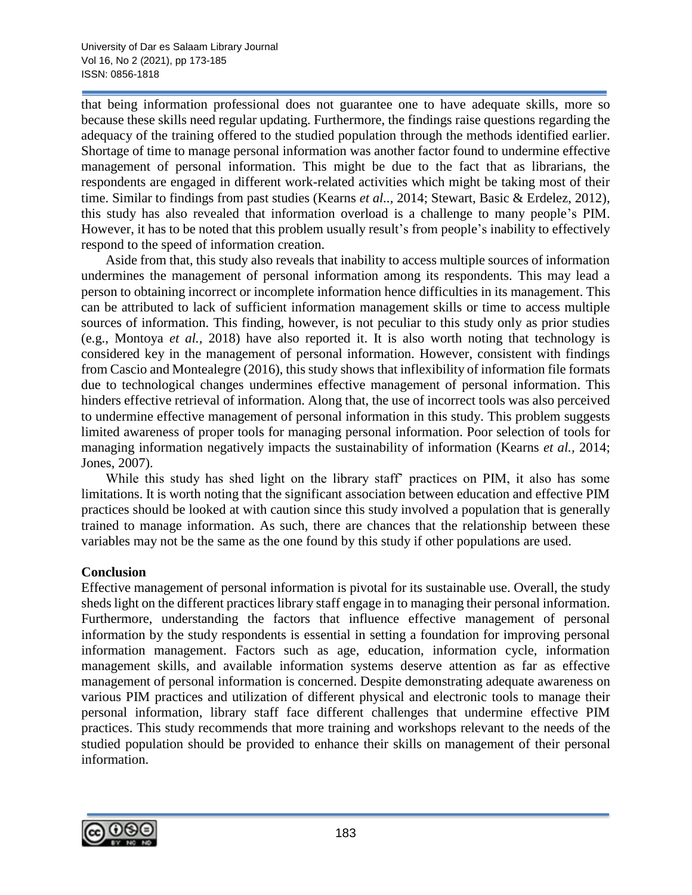that being information professional does not guarantee one to have adequate skills, more so because these skills need regular updating. Furthermore, the findings raise questions regarding the adequacy of the training offered to the studied population through the methods identified earlier. Shortage of time to manage personal information was another factor found to undermine effective management of personal information. This might be due to the fact that as librarians, the respondents are engaged in different work-related activities which might be taking most of their time. Similar to findings from past studies (Kearns *et al..*, 2014; Stewart, Basic & Erdelez, 2012), this study has also revealed that information overload is a challenge to many people's PIM. However, it has to be noted that this problem usually result's from people's inability to effectively respond to the speed of information creation.

Aside from that, this study also reveals that inability to access multiple sources of information undermines the management of personal information among its respondents. This may lead a person to obtaining incorrect or incomplete information hence difficulties in its management. This can be attributed to lack of sufficient information management skills or time to access multiple sources of information. This finding, however, is not peculiar to this study only as prior studies (e.g., Montoya *et al.,* 2018) have also reported it. It is also worth noting that technology is considered key in the management of personal information. However, consistent with findings from Cascio and Montealegre (2016), this study shows that inflexibility of information file formats due to technological changes undermines effective management of personal information. This hinders effective retrieval of information. Along that, the use of incorrect tools was also perceived to undermine effective management of personal information in this study. This problem suggests limited awareness of proper tools for managing personal information. Poor selection of tools for managing information negatively impacts the sustainability of information (Kearns *et al.,* 2014; Jones, 2007).

While this study has shed light on the library staff' practices on PIM, it also has some limitations. It is worth noting that the significant association between education and effective PIM practices should be looked at with caution since this study involved a population that is generally trained to manage information. As such, there are chances that the relationship between these variables may not be the same as the one found by this study if other populations are used.

## Conclusion

Effective management of personal information is pivotal for its sustainable use. Overall, the study sheds light on the different practices library staff engage in to managing their personal information. Furthermore, understanding the factors that influence effective management of personal information by the study respondents is essential in setting a foundation for improving personal information management. Factors such as age, education, information cycle, information management skills, and available information systems deserve attention as far as effective management of personal information is concerned. Despite demonstrating adequate awareness on various PIM practices and utilization of different physical and electronic tools to manage their personal information, library staff face different challenges that undermine effective PIM practices. This study recommends that more training and workshops relevant to the needs of the studied population should be provided to enhance their skills on management of their personal information.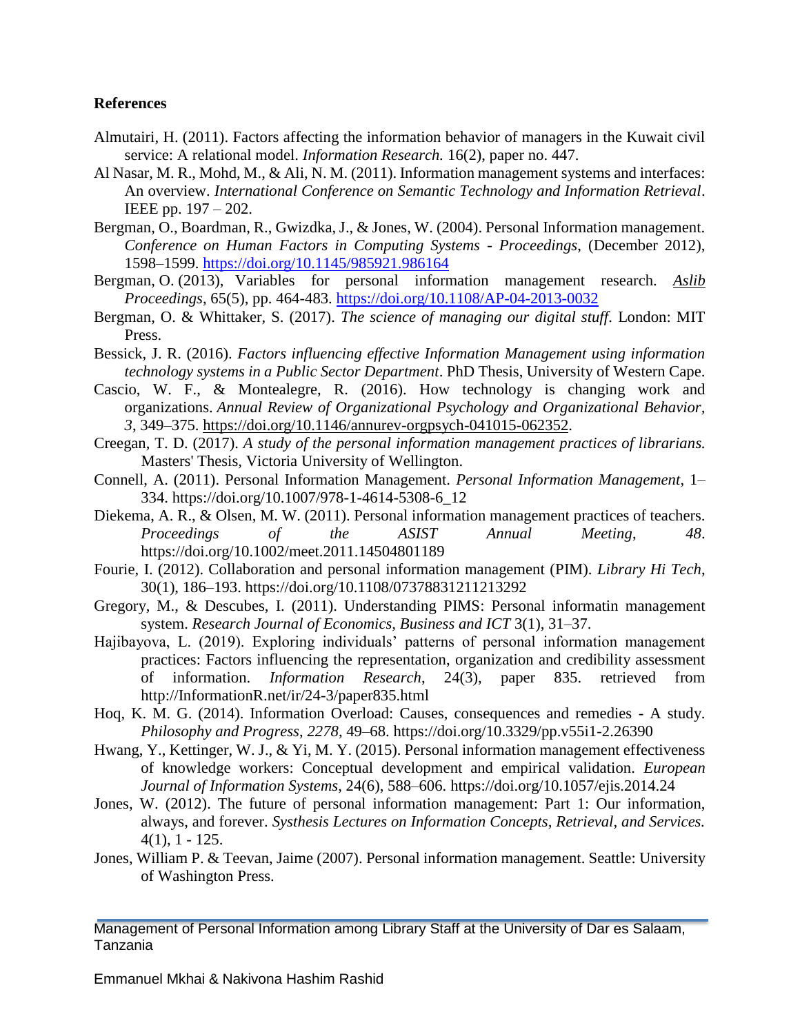**References**

Almutairi, H. (2011). Factors affecting the information behavior of managers in the Kuwait civil service: A relational model. *Information Research.* 16(2), paper no. 447.

Al Nasar, M. R., Mohd, M., & Ali, N. M. (2011). Information management systems and interfaces: An overview. *International Conference on Semantic Technology and Information Retrieval*. IEEE pp. 197 – 202.

Bergman, O., Boardman, R., Gwizdka, J., & Jones, W. (2004). Personal Information management. *Conference on Human Factors in Computing Systems - Proceedings*, (December 2012), 1598–1599. https://doi.org/10.1145/985921.986164

Bergman, O. (2013), Variables for personal information management research. *Aslib Proceedings*, 65(5), pp. 464-483. https://doi.org/10.1108/AP-04-2013-0032

Bergman, O. & Whittaker, S. (2017). *The science of managing our digital stuff*. London: MIT Press.

Bessick, J. R. (2016). *Factors influencing effective Information Management using information technology systems in a Public Sector Department*. PhD Thesis, University of Western Cape.

Cascio, W. F., & Montealegre, R. (2016). How technology is changing work and organizations. *Annual Review of Organizational Psychology and Organizational Behavior, 3*, 349–375. https://doi.org/10.1146/annurev-orgpsych-041015-062352.

Creegan, T. D. (2017). *A study of the personal information management practices of librarians.* Masters' Thesis, Victoria University of Wellington.

Connell, A. (2011). Personal Information Management. *Personal Information Management*, 1–334. https://doi.org/10.1007/978-1-4614-5308-6_12

Diekema, A. R., & Olsen, M. W. (2011). Personal information management practices of teachers. *Proceedings of the ASIST Annual Meeting*, *48*. https://doi.org/10.1002/meet.2011.14504801189

Fourie, I. (2012). Collaboration and personal information management (PIM). *Library Hi Tech*, 30(1), 186–193. https://doi.org/10.1108/07378831211213292

Gregory, M., & Descubes, I. (2011). Understanding PIMS: Personal informatin management system. *Research Journal of Economics, Business and ICT* 3(1), 31–37.

Hajibayova, L. (2019). Exploring individuals' patterns of personal information management practices: Factors influencing the representation, organization and credibility assessment of information. *Information Research*, 24(3), paper 835. retrieved from http://InformationR.net/ir/24-3/paper835.html

Hoq, K. M. G. (2014). Information Overload: Causes, consequences and remedies - A study. *Philosophy and Progress*, *2278*, 49–68. https://doi.org/10.3329/pp.v55i1-2.26390

Hwang, Y., Kettinger, W. J., & Yi, M. Y. (2015). Personal information management effectiveness of knowledge workers: Conceptual development and empirical validation. *European Journal of Information Systems*, 24(6), 588–606. https://doi.org/10.1057/ejis.2014.24

Jones, W. (2012). The future of personal information management: Part 1: Our information, always, and forever. *Systhesis Lectures on Information Concepts, Retrieval, and Services.* 4(1), 1 - 125.

Jones, William P. & Teevan, Jaime (2007). Personal information management. Seattle: University of Washington Press.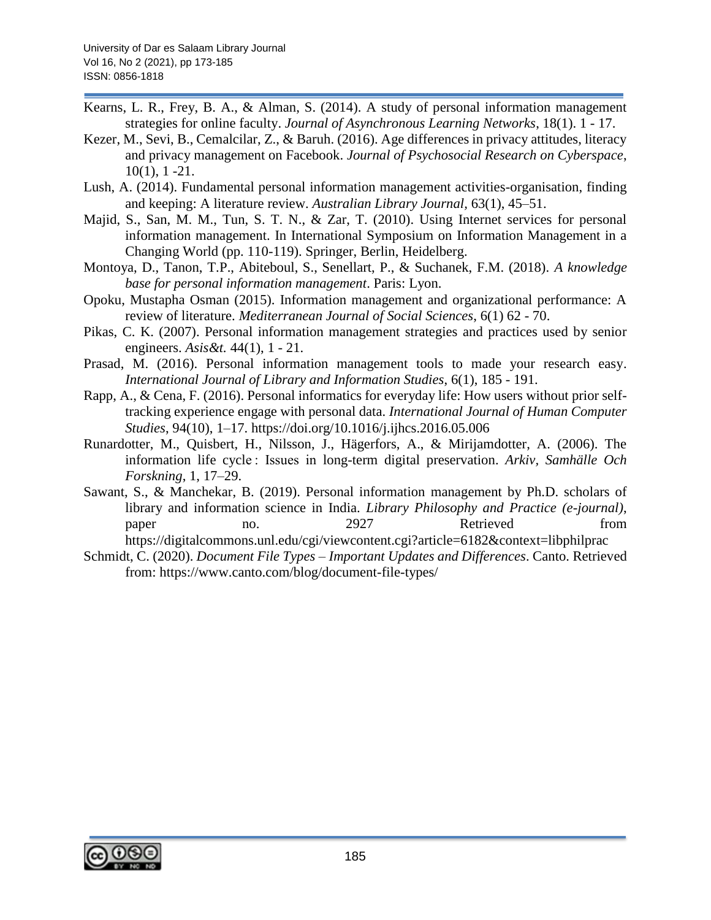Kearns, L. R., Frey, B. A., & Alman, S. (2014). A study of personal information management strategies for online faculty. *Journal of Asynchronous Learning Networks*, 18(1). 1 - 17.

Kezer, M., Sevi, B., Cemalcilar, Z., & Baruh. (2016). Age differences in privacy attitudes, literacy and privacy management on Facebook. *Journal of Psychosocial Research on Cyberspace*, 10(1), 1 -21.

Lush, A. (2014). Fundamental personal information management activities-organisation, finding and keeping: A literature review. *Australian Library Journal*, 63(1), 45–51.

Majid, S., San, M. M., Tun, S. T. N., & Zar, T. (2010). Using Internet services for personal information management. In International Symposium on Information Management in a Changing World (pp. 110-119). Springer, Berlin, Heidelberg.

Montoya, D., Tanon, T.P., Abiteboul, S., Senellart, P., & Suchanek, F.M. (2018). *A knowledge base for personal information management*. Paris: Lyon.

Opoku, Mustapha Osman (2015). Information management and organizational performance: A review of literature. *Mediterranean Journal of Social Sciences*, 6(1) 62 - 70.

Pikas, C. K. (2007). Personal information management strategies and practices used by senior engineers. *Asis&t.* 44(1), 1 - 21.

Prasad, M. (2016). Personal information management tools to made your research easy. *International Journal of Library and Information Studies*, 6(1), 185 - 191.

Rapp, A., & Cena, F. (2016). Personal informatics for everyday life: How users without prior self-tracking experience engage with personal data. *International Journal of Human Computer Studies*, 94(10), 1–17. https://doi.org/10.1016/j.ijhcs.2016.05.006

Runardotter, M., Quisbert, H., Nilsson, J., Hägerfors, A., & Mirijamdotter, A. (2006). The information life cycle : Issues in long-term digital preservation. *Arkiv, Samhälle Och Forskning*, 1, 17–29.

Sawant, S., & Manchekar, B. (2019). Personal information management by Ph.D. scholars of library and information science in India. *Library Philosophy and Practice (e-journal)*, paper no. 2927 Retrieved from https://digitalcommons.unl.edu/cgi/viewcontent.cgi?article=6182&context=libphilprac

Schmidt, C. (2020). *Document File Types – Important Updates and Differences*. Canto. Retrieved from: https://www.canto.com/blog/document-file-types/